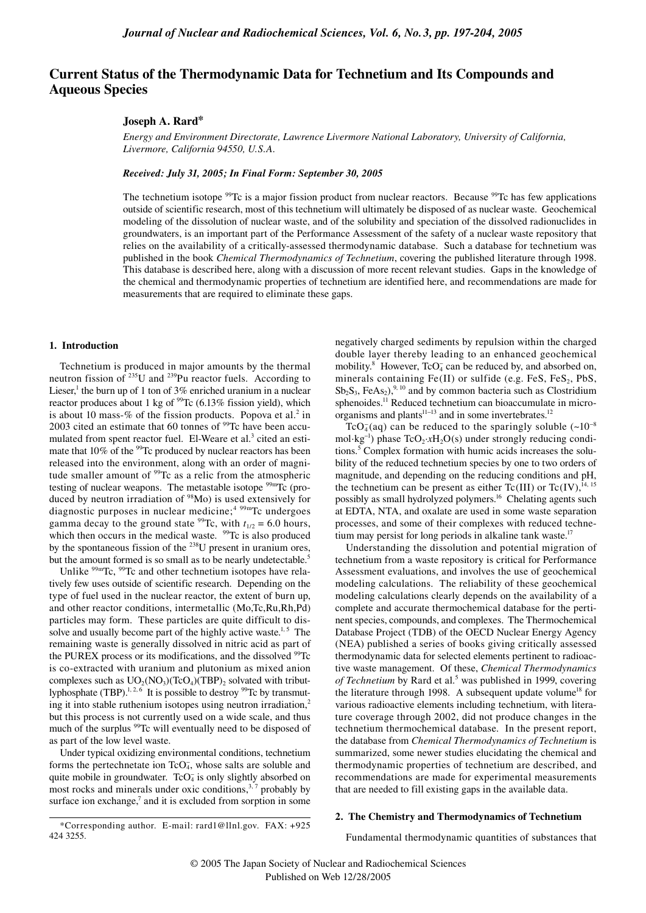# Current Status of the Thermodynamic Data for Technetium and Its Compounds and Aqueous Species

**Joseph A. Rard***

*Energy and Environment Directorate, Lawrence Livermore National Laboratory, University of California, Livermore, California 94550, U.S.A.*

*Received: July 31, 2005; In Final Form: September 30, 2005*

The technetium isotope $^{99}$Tc is a major fission product from nuclear reactors. Because $^{99}$Tc has few applications outside of scientific research, most of this technetium will ultimately be disposed of as nuclear waste. Geochemical modeling of the dissolution of nuclear waste, and of the solubility and speciation of the dissolved radionuclides in groundwaters, is an important part of the Performance Assessment of the safety of a nuclear waste repository that relies on the availability of a critically-assessed thermodynamic database. Such a database for technetium was published in the book *Chemical Thermodynamics of Technetium*, covering the published literature through 1998. This database is described here, along with a discussion of more recent relevant studies. Gaps in the knowledge of the chemical and thermodynamic properties of technetium are identified here, and recommendations are made for measurements that are required to eliminate these gaps.

## 1. Introduction

Technetium is produced in major amounts by the thermal neutron fission of $^{235}$U and $^{239}$Pu reactor fuels. According to Lieser,[1] the burn up of 1 ton of 3% enriched uranium in a nuclear reactor produces about 1 kg of $^{99}$Tc (6.13% fission yield), which is about 10 mass-% of the fission products. Popova et al.[2] in 2003 cited an estimate that 60 tonnes of $^{99}$Tc have been accumulated from spent reactor fuel. El-Weare et al.[3] cited an estimate that 10% of the $^{99}$Tc produced by nuclear reactors has been released into the environment, along with an order of magnitude smaller amount of $^{99}$Tc as a relic from the atmospheric testing of nuclear weapons. The metastable isotope $^{99m}$Tc (produced by neutron irradiation of $^{98}$Mo) is used extensively for diagnostic purposes in nuclear medicine;[4] $^{99m}$Tc undergoes gamma decay to the ground state $^{99}$Tc, with $t_{1/2}$ = 6.0 hours, which then occurs in the medical waste. $^{99}$Tc is also produced by the spontaneous fission of the $^{238}$U present in uranium ores, but the amount formed is so small as to be nearly undetectable.[5]

Unlike $^{99m}$Tc, $^{99}$Tc and other technetium isotopes have relatively few uses outside of scientific research. Depending on the type of fuel used in the nuclear reactor, the extent of burn up, and other reactor conditions, intermetallic (Mo,Tc,Ru,Rh,Pd) particles may form. These particles are quite difficult to dissolve and usually become part of the highly active waste.[1,5] The remaining waste is generally dissolved in nitric acid as part of the PUREX process or its modifications, and the dissolved $^{99}$Tc is co-extracted with uranium and plutonium as mixed anion complexes such as $UO_2(NO_3)(TcO_4)(TBP)_2$ solvated with tributlyphosphate (TBP).[1,2,6] It is possible to destroy $^{99}$Tc by transmuting it into stable ruthenium isotopes using neutron irradiation,[2] but this process is not currently used on a wide scale, and thus much of the surplus $^{99}$Tc will eventually need to be disposed of as part of the low level waste.

Under typical oxidizing environmental conditions, technetium forms the pertechnetate ion $TcO_4^-$, whose salts are soluble and quite mobile in groundwater. $TcO_4^-$ is only slightly absorbed on most rocks and minerals under oxic conditions,[3,7] probably by surface ion exchange,[7] and it is excluded from sorption in some negatively charged sediments by repulsion within the charged double layer thereby leading to an enhanced geochemical mobility.[8] However, $TcO_4^-$ can be reduced by, and absorbed on, minerals containing Fe(II) or sulfide (e.g. FeS, $FeS_2$, PbS, $Sb_2S_3$, $FeAs_2$),[9,10] and by common bacteria such as Clostridium sphenoides.[11] Reduced technetium can bioaccumulate in microorganisms and plants[11–13] and in some invertebrates.[12]

$TcO_4^-$(aq) can be reduced to the sparingly soluble ($\sim 10^{-8}$ mol·kg$^{-1}$) phase $TcO_2 \cdot x H_2O$(s) under strongly reducing conditions.[5] Complex formation with humic acids increases the solubility of the reduced technetium species by one to two orders of magnitude, and depending on the reducing conditions and pH, the technetium can be present as either Tc(III) or Tc(IV),[14,15] possibly as small hydrolyzed polymers.[16] Chelating agents such at EDTA, NTA, and oxalate are used in some waste separation processes, and some of their complexes with reduced technetium may persist for long periods in alkaline tank waste.[17]

Understanding the dissolution and potential migration of technetium from a waste repository is critical for Performance Assessment evaluations, and involves the use of geochemical modeling calculations. The reliability of these geochemical modeling calculations clearly depends on the availability of a complete and accurate thermochemical database for the pertinent species, compounds, and complexes. The Thermochemical Database Project (TDB) of the OECD Nuclear Energy Agency (NEA) published a series of books giving critically assessed thermodynamic data for selected elements pertinent to radioactive waste management. Of these, *Chemical Thermodynamics of Technetium* by Rard et al.[5] was published in 1999, covering the literature through 1998. A subsequent update volume[18] for various radioactive elements including technetium, with literature coverage through 2002, did not produce changes in the technetium thermochemical database. In the present report, the database from *Chemical Thermodynamics of Technetium* is summarized, some newer studies elucidating the chemical and thermodynamic properties of technetium are described, and recommendations are made for experimental measurements that are needed to fill existing gaps in the available data.

## 2. The Chemistry and Thermodynamics of Technetium

Fundamental thermodynamic quantities of substances that

*Corresponding author. E-mail: rard1@llnl.gov. FAX: +925 424 3255.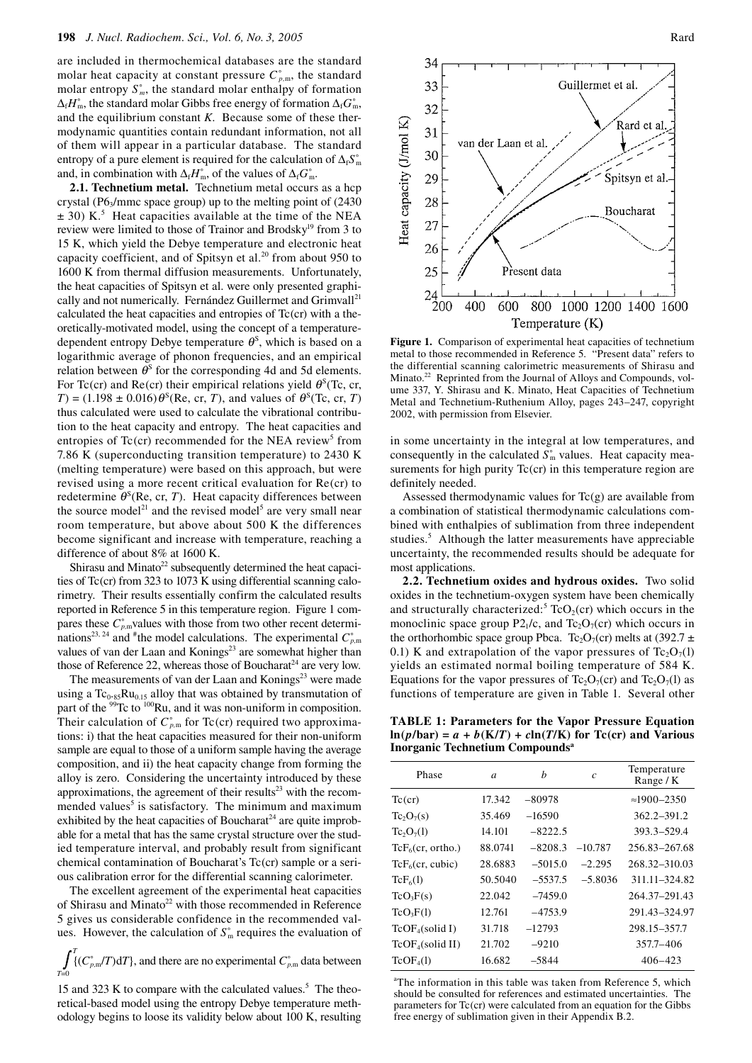are included in thermochemical databases are the standard molar heat capacity at constant pressure $C^{\circ}_{p,\mathrm{m}}$, the standard molar entropy $S^{\circ}_{m}$, the standard molar enthalpy of formation $\Delta_f H^{\circ}_{\mathrm{m}}$, the standard molar Gibbs free energy of formation $\Delta_f G^{\circ}_{\mathrm{m}}$, and the equilibrium constant $K$. Because some of these thermodynamic quantities contain redundant information, not all of them will appear in a particular database. The standard entropy of a pure element is required for the calculation of $\Delta_f S^{\circ}_{\mathrm{m}}$ and, in combination with $\Delta_f H^{\circ}_{\mathrm{m}}$, of the values of $\Delta_f G^{\circ}_{\mathrm{m}}$.

**2.1. Technetium metal.** Technetium metal occurs as a hcp crystal ($P6_3/mmc$ space group) up to the melting point of (2430 ± 30) K.[5] Heat capacities available at the time of the NEA review were limited to those of Trainor and Brodsky[19] from 3 to 15 K, which yield the Debye temperature and electronic heat capacity coefficient, and of Spitsyn et al.[20] from about 950 to 1600 K from thermal diffusion measurements. Unfortunately, the heat capacities of Spitsyn et al. were only presented graphically and not numerically. Fernández Guillermet and Grimvall[21] calculated the heat capacities and entropies of Tc(cr) with a theoretically-motivated model, using the concept of a temperature-dependent entropy Debye temperature $\theta^{S}$, which is based on a logarithmic average of phonon frequencies, and an empirical relation between $\theta^{S}$ for the corresponding 4d and 5d elements. For Tc(cr) and Re(cr) their empirical relations yield $\theta^{S}(\mathrm{Tc, cr}, T) = (1.198 \pm 0.016)\theta^{S}(\mathrm{Re, cr}, T)$, and values of $\theta^{S}(\mathrm{Tc, cr}, T)$ thus calculated were used to calculate the vibrational contribution to the heat capacity and entropy. The heat capacities and entropies of Tc(cr) recommended for the NEA review[5] from 7.86 K (superconducting transition temperature) to 2430 K (melting temperature) were based on this approach, but were revised using a more recent critical evaluation for Re(cr) to redetermine $\theta^{S}(\mathrm{Re, cr}, T)$. Heat capacity differences between the source model[21] and the revised model[5] are very small near room temperature, but above about 500 K the differences become significant and increase with temperature, reaching a difference of about 8% at 1600 K.

Shirasu and Minato[22] subsequently determined the heat capacities of Tc(cr) from 323 to 1073 K using differential scanning calorimetry. Their results essentially confirm the calculated results reported in Reference 5 in this temperature region. Figure 1 compares these $C^{\circ}_{p,\mathrm{m}}$ values with those from two other recent determinations[23, 24] and [#]the model calculations. The experimental $C^{\circ}_{p,\mathrm{m}}$ values of van der Laan and Konings[23] are somewhat higher than those of Reference 22, whereas those of Boucharat[24] are very low.

The measurements of van der Laan and Konings[23] were made using a $\mathrm{Tc_{0.85}Ru_{0.15}}$ alloy that was obtained by transmutation of part of the $^{99}\mathrm{Tc}$ to $^{100}\mathrm{Ru}$, and it was non-uniform in composition. Their calculation of $C^{\circ}_{p,\mathrm{m}}$ for Tc(cr) required two approximations: i) that the heat capacities measured for their non-uniform sample are equal to those of a uniform sample having the average composition, and ii) the heat capacity change from forming the alloy is zero. Considering the uncertainty introduced by these approximations, the agreement of their results[23] with the recommended values[5] is satisfactory. The minimum and maximum exhibited by the heat capacities of Boucharat[24] are quite improbable for a metal that has the same crystal structure over the studied temperature interval, and probably result from significant chemical contamination of Boucharat's Tc(cr) sample or a serious calibration error for the differential scanning calorimeter.

The excellent agreement of the experimental heat capacities of Shirasu and Minato[22] with those recommended in Reference 5 gives us considerable confidence in the recommended values. However, the calculation of $S^{\circ}_{\mathrm{m}}$ requires the evaluation of $\int_{T=0}^{T}\{(C^{\circ}_{p,\mathrm{m}}/T)\mathrm{d}T\}$, and there are no experimental $C^{\circ}_{p,\mathrm{m}}$ data between 15 and 323 K to compare with the calculated values.[5] The theoretical-based model using the entropy Debye temperature methodology begins to loose its validity below about 100 K, resulting in some uncertainty in the integral at low temperatures, and consequently in the calculated $S^{\circ}_{\mathrm{m}}$ values. Heat capacity measurements for high purity Tc(cr) in this temperature region are definitely needed.

**Figure 1.** Comparison of experimental heat capacities of technetium metal to those recommended in Reference 5. "Present data" refers to the differential scanning calorimetric measurements of Shirasu and Minato.[22] Reprinted from the Journal of Alloys and Compounds, volume 337, Y. Shirasu and K. Minato, Heat Capacities of Technetium Metal and Technetium-Ruthenium Alloy, pages 243–247, copyright 2002, with permission from Elsevier.

Assessed thermodynamic values for Tc(g) are available from a combination of statistical thermodynamic calculations combined with enthalpies of sublimation from three independent studies.[5] Although the latter measurements have appreciable uncertainty, the recommended results should be adequate for most applications.

**2.2. Technetium oxides and hydrous oxides.** Two solid oxides in the technetium-oxygen system have been chemically and structurally characterized:[5] $\mathrm{TcO_2}$(cr) which occurs in the monoclinic space group $P2_1/c$, and $\mathrm{Tc_2O_7}$(cr) which occurs in the orthorhombic space group Pbca. $\mathrm{Tc_2O_7}$(cr) melts at (392.7 ± 0.1) K and extrapolation of the vapor pressures of $\mathrm{Tc_2O_7}$(l) yields an estimated normal boiling temperature of 584 K. Equations for the vapor pressures of $\mathrm{Tc_2O_7}$(cr) and $\mathrm{Tc_2O_7}$(l) as functions of temperature are given in Table 1. Several other

**TABLE 1: Parameters for the Vapor Pressure Equation $\ln(p/\mathrm{bar}) = a + b(\mathrm{K}/T) + c\ln(T/\mathrm{K})$ for Tc(cr) and Various Inorganic Technetium Compounds[a]**

| Phase | $a$ | $b$ | $c$ | Temperature Range / K |
|---|---|---|---|---|
| Tc(cr) | 17.342 | −80978 | | ≈1900–2350 |
| $\mathrm{Tc_2O_7}$(s) | 35.469 | −16590 | | 362.2–391.2 |
| $\mathrm{Tc_2O_7}$(l) | 14.101 | −8222.5 | | 393.3–529.4 |
| $\mathrm{TcF_6}$(cr, ortho.) | 88.0741 | −8208.3 | −10.787 | 256.83–267.68 |
| $\mathrm{TcF_6}$(cr, cubic) | 28.6883 | −5015.0 | −2.295 | 268.32–310.03 |
| $\mathrm{TcF_6}$(l) | 50.5040 | −5537.5 | −5.8036 | 311.11–324.82 |
| $\mathrm{TcO_3F}$(s) | 22.042 | −7459.0 | | 264.37–291.43 |
| $\mathrm{TcO_3F}$(l) | 12.761 | −4753.9 | | 291.43–324.97 |
| $\mathrm{TcOF_4}$(solid I) | 31.718 | −12793 | | 298.15–357.7 |
| $\mathrm{TcOF_4}$(solid II) | 21.702 | −9210 | | 357.7–406 |
| $\mathrm{TcOF_4}$(l) | 16.682 | −5844 | | 406–423 |

[a]The information in this table was taken from Reference 5, which should be consulted for references and estimated uncertainties. The parameters for Tc(cr) were calculated from an equation for the Gibbs free energy of sublimation given in their Appendix B.2.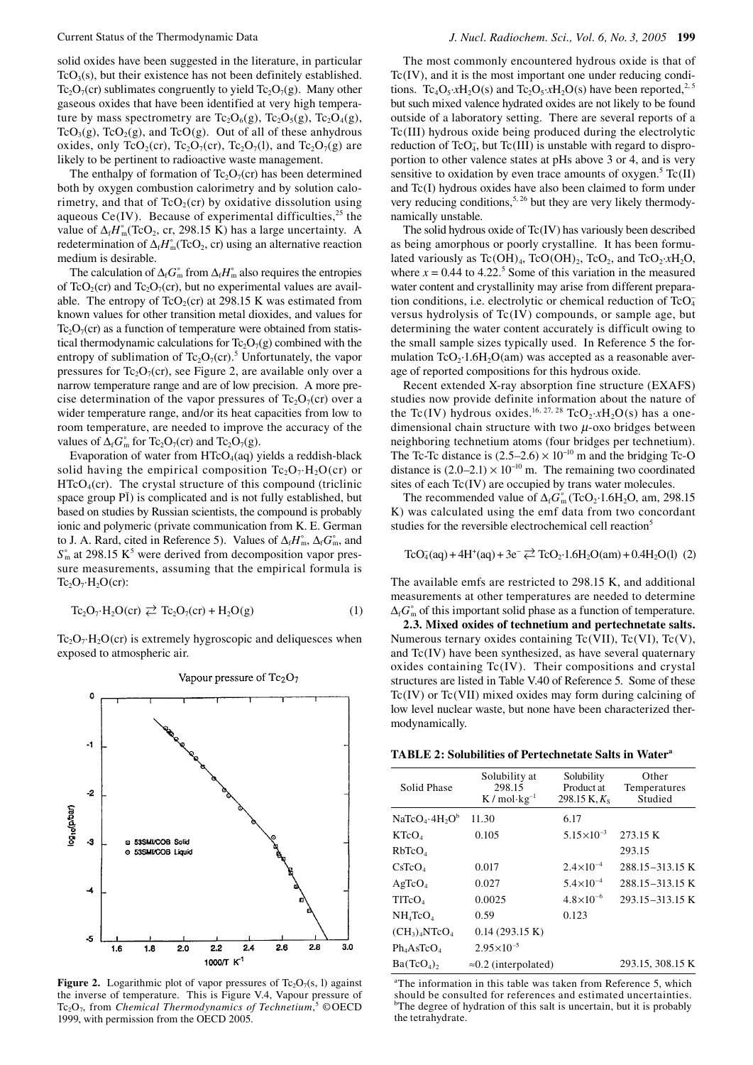solid oxides have been suggested in the literature, in particular $TcO_3(s)$, but their existence has not been definitely established. $Tc_2O_7(cr)$ sublimates congruently to yield $Tc_2O_7(g)$. Many other gaseous oxides that have been identified at very high temperature by mass spectrometry are $Tc_2O_6(g)$, $Tc_2O_5(g)$, $Tc_2O_4(g)$, $TcO_3(g)$, $TcO_2(g)$, and $TcO(g)$. Out of all of these anhydrous oxides, only $TcO_2(cr)$, $Tc_2O_7(cr)$, $Tc_2O_7(l)$, and $Tc_2O_7(g)$ are likely to be pertinent to radioactive waste management.

The enthalpy of formation of $Tc_2O_7(cr)$ has been determined both by oxygen combustion calorimetry and by solution calorimetry, and that of $TcO_2(cr)$ by oxidative dissolution using aqueous Ce(IV). Because of experimental difficulties,[25] the value of $\Delta_f H^\circ_m(TcO_2, \text{cr}, 298.15\text{ K})$ has a large uncertainty. A redetermination of $\Delta_f H^\circ_m(TcO_2, \text{cr})$ using an alternative reaction medium is desirable.

The calculation of $\Delta_f G^\circ_m$ from $\Delta_f H^\circ_m$ also requires the entropies of $TcO_2(cr)$ and $Tc_2O_7(cr)$, but no experimental values are available. The entropy of $TcO_2(cr)$ at 298.15 K was estimated from known values for other transition metal dioxides, and values for $Tc_2O_7(cr)$ as a function of temperature were obtained from statistical thermodynamic calculations for $Tc_2O_7(g)$ combined with the entropy of sublimation of $Tc_2O_7(cr)$.[5] Unfortunately, the vapor pressures for $Tc_2O_7(cr)$, see Figure 2, are available only over a narrow temperature range and are of low precision. A more precise determination of the vapor pressures of $Tc_2O_7(cr)$ over a wider temperature range, and/or its heat capacities from low to room temperature, are needed to improve the accuracy of the values of $\Delta_f G^\circ_m$ for $Tc_2O_7(cr)$ and $Tc_2O_7(g)$.

Evaporation of water from $HTcO_4(aq)$ yields a reddish-black solid having the empirical composition $Tc_2O_7{\cdot}H_2O(cr)$ or $HTcO_4(cr)$. The crystal structure of this compound (triclinic space group $P\bar{1}$) is complicated and is not fully established, but based on studies by Russian scientists, the compound is probably ionic and polymeric (private communication from K. E. German to J. A. Rard, cited in Reference 5). Values of $\Delta_f H^\circ_m$, $\Delta_f G^\circ_m$, and $S^\circ_m$ at 298.15 K[5] were derived from decomposition vapor pressure measurements, assuming that the empirical formula is $Tc_2O_7{\cdot}H_2O(cr)$:

$$Tc_2O_7{\cdot}H_2O(cr) \rightleftarrows Tc_2O_7(cr) + H_2O(g) \quad (1)$$

$Tc_2O_7{\cdot}H_2O(cr)$ is extremely hygroscopic and deliquesces when exposed to atmospheric air.

**Figure 2.** Logarithmic plot of vapor pressures of $Tc_2O_7$(s, l) against the inverse of temperature. This is Figure V.4, Vapour pressure of $Tc_2O_7$, from *Chemical Thermodynamics of Technetium*,[5] ©OECD 1999, with permission from the OECD 2005.

The most commonly encountered hydrous oxide is that of Tc(IV), and it is the most important one under reducing conditions. $Tc_4O_5{\cdot}xH_2O(s)$ and $Tc_2O_5{\cdot}xH_2O(s)$ have been reported,[2, 5] but such mixed valence hydrated oxides are not likely to be found outside of a laboratory setting. There are several reports of a Tc(III) hydrous oxide being produced during the electrolytic reduction of $TcO_4^-$, but Tc(III) is unstable with regard to disproportion to other valence states at pHs above 3 or 4, and is very sensitive to oxidation by even trace amounts of oxygen.[5] Tc(II) and Tc(I) hydrous oxides have also been claimed to form under very reducing conditions,[5, 26] but they are very likely thermodynamically unstable.

The solid hydrous oxide of Tc(IV) has variously been described as being amorphous or poorly crystalline. It has been formulated variously as $Tc(OH)_4$, $TcO(OH)_2$, $TcO_2$, and $TcO_2{\cdot}xH_2O$, where $x = 0.44$ to 4.22.[5] Some of this variation in the measured water content and crystallinity may arise from different preparation conditions, i.e. electrolytic or chemical reduction of $TcO_4^-$ versus hydrolysis of Tc(IV) compounds, or sample age, but determining the water content accurately is difficult owing to the small sample sizes typically used. In Reference 5 the formulation $TcO_2{\cdot}1.6H_2O(am)$ was accepted as a reasonable average of reported compositions for this hydrous oxide.

Recent extended X-ray absorption fine structure (EXAFS) studies now provide definite information about the nature of the Tc(IV) hydrous oxides.[16, 27, 28] $TcO_2{\cdot}xH_2O(s)$ has a one-dimensional chain structure with two $\mu$-oxo bridges between neighboring technetium atoms (four bridges per technetium). The Tc-Tc distance is $(2.5\text{–}2.6) \times 10^{-10}$ m and the bridging Tc-O distance is $(2.0\text{–}2.1) \times 10^{-10}$ m. The remaining two coordinated sites of each Tc(IV) are occupied by trans water molecules.

The recommended value of $\Delta_f G^\circ_m(TcO_2{\cdot}1.6H_2O, \text{am}, 298.15\text{ K})$ was calculated using the emf data from two concordant studies for the reversible electrochemical cell reaction[5]

$$TcO_4^-(aq) + 4H^+(aq) + 3e^- \rightleftarrows TcO_2{\cdot}1.6H_2O(am) + 0.4H_2O(l) \quad (2)$$

The available emfs are restricted to 298.15 K, and additional measurements at other temperatures are needed to determine $\Delta_f G^\circ_m$ of this important solid phase as a function of temperature.

**2.3. Mixed oxides of technetium and pertechnetate salts.** Numerous ternary oxides containing Tc(VII), Tc(VI), Tc(V), and Tc(IV) have been synthesized, as have several quaternary oxides containing Tc(IV). Their compositions and crystal structures are listed in Table V.40 of Reference 5. Some of these Tc(IV) or Tc(VII) mixed oxides may form during calcining of low level nuclear waste, but none have been characterized thermodynamically.

**TABLE 2: Solubilities of Pertechnetate Salts in Water**[a]

| Solid Phase | Solubility at 298.15 K / mol·kg$^{-1}$ | Solubility Product at 298.15 K, $K_S$ | Other Temperatures Studied |
|---|---|---|---|
| $NaTcO_4{\cdot}4H_2O$[b] | 11.30 | 6.17 | |
| $KTcO_4$ | 0.105 | $5.15\times10^{-3}$ | 273.15 K |
| $RbTcO_4$ | | | 293.15 |
| $CsTcO_4$ | 0.017 | $2.4\times10^{-4}$ | 288.15–313.15 K |
| $AgTcO_4$ | 0.027 | $5.4\times10^{-4}$ | 288.15–313.15 K |
| $TlTcO_4$ | 0.0025 | $4.8\times10^{-6}$ | 293.15–313.15 K |
| $NH_4TcO_4$ | 0.59 | 0.123 | |
| $(CH_3)_4NTcO_4$ | 0.14 (293.15 K) | | |
| $Ph_4AsTcO_4$ | $2.95\times10^{-5}$ | | |
| $Ba(TcO_4)_2$ | ≈0.2 (interpolated) | | 293.15, 308.15 K |

[a]The information in this table was taken from Reference 5, which should be consulted for references and estimated uncertainties.
[b]The degree of hydration of this salt is uncertain, but it is probably the tetrahydrate.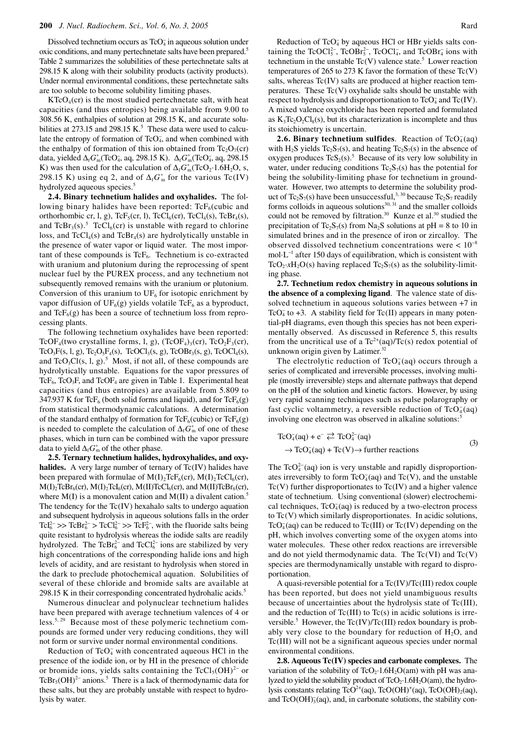Dissolved technetium occurs as $TcO_4^-$ in aqueous solution under oxic conditions, and many pertechnetate salts have been prepared.[5] Table 2 summarizes the solubilities of these pertechnetate salts at 298.15 K along with their solubility products (activity products). Under normal environmental conditions, these pertechnetate salts are too soluble to become solubility limiting phases.

$KTcO_4$(cr) is the most studied pertechnetate salt, with heat capacities (and thus entropies) being available from 9.00 to 308.56 K, enthalpies of solution at 298.15 K, and accurate solubilities at 273.15 and 298.15 K.[5] These data were used to calculate the entropy of formation of $TcO_4^-$, and when combined with the enthalpy of formation of this ion obtained from $Tc_2O_7$(cr) data, yielded $\Delta_f G_m^\circ(TcO_4^-$, aq, 298.15 K). $\Delta_f G_m^\circ(TcO_4^-$, aq, 298.15 K) was then used for the calculation of $\Delta_f G_m^\circ(TcO_2{\cdot}1.6H_2O$, s, 298.15 K) using eq 2, and of $\Delta_f G_m^\circ$ for the various Tc(IV) hydrolyzed aqueous species.[5]

**2.4. Binary technetium halides and oxyhalides.** The following binary halides have been reported: $TcF_6$(cubic and orthorhombic cr, l, g), $TcF_5$(cr, l), $TcCl_6$(cr), $TcCl_4$(s), $TcBr_4$(s), and $TcBr_3$(s).[5] $TcCl_6$(cr) is unstable with regard to chlorine loss, and $TcCl_4$(s) and $TcBr_4$(s) are hydrolytically unstable in the presence of water vapor or liquid water. The most important of these compounds is $TcF_6$. Technetium is co-extracted with uranium and plutonium during the reprocessing of spent nuclear fuel by the PUREX process, and any technetium not subsequently removed remains with the uranium or plutonium. Conversion of this uranium to $UF_6$ for isotopic enrichment by vapor diffusion of $UF_6$(g) yields volatile $TcF_6$ as a byproduct, and $TcF_6$(g) has been a source of technetium loss from reprocessing plants.

The following technetium oxyhalides have been reported: $TcOF_4$(two crystalline forms, l, g), $(TcOF_4)_3$(cr), $TcO_2F_3$(cr), $TcO_3F$(s, l, g), $Tc_2O_5F_4$(s), $TcOCl_3$(s, g), $TcOBr_3$(s, g), $TcOCl_4$(s), and $TcO_3Cl$(s, l, g).[5] Most, if not all, of these compounds are hydrolytically unstable. Equations for the vapor pressures of $TcF_6$, $TcO_3F$, and $TcOF_4$ are given in Table 1. Experimental heat capacities (and thus entropies) are available from 5.809 to 347.937 K for $TcF_6$ (both solid forms and liquid), and for $TcF_6$(g) from statistical thermodynamic calculations. A determination of the standard enthalpy of formation for $TcF_6$(cubic) or $TcF_6$(g) is needed to complete the calculation of $\Delta_f G_m^\circ$ of one of these phases, which in turn can be combined with the vapor pressure data to yield $\Delta_f G_m^\circ$ of the other phase.

**2.5. Ternary technetium halides, hydroxyhalides, and oxyhalides.** A very large number of ternary of Tc(IV) halides have been prepared with formulae of $M(I)_2TcF_6$(cr), $M(I)_2TcCl_6$(cr), $M(I)_2TcBr_6$(cr), $M(I)_2TcI_6$(cr), $M(II)TcCl_6$(cr), and $M(II)TcBr_6$(cr), where M(I) is a monovalent cation and M(II) a divalent cation.[5] The tendency for the Tc(IV) hexahalo salts to undergo aquation and subsequent hydrolysis in aqueous solutions falls in the order $TcI_6^{2-} >> TcBr_6^{2-} > TcCl_6^{2-} >> TcF_6^{2-}$, with the fluoride salts being quite resistant to hydrolysis whereas the iodide salts are readily hydrolyzed. The $TcBr_6^{2-}$ and $TcCl_6^{2-}$ ions are stabilized by very high concentrations of the corresponding halide ions and high levels of acidity, and are resistant to hydrolysis when stored in the dark to preclude photochemical aquation. Solubilities of several of these chloride and bromide salts are available at 298.15 K in their corresponding concentrated hydrohalic acids.[5]

Numerous dinuclear and polynuclear technetium halides have been prepared with average technetium valences of 4 or less.[5, 29] Because most of these polymeric technetium compounds are formed under very reducing conditions, they will not form or survive under normal environmental conditions.

Reduction of $TcO_4^-$ with concentrated aqueous HCl in the presence of the iodide ion, or by HI in the presence of chloride or bromide ions, yields salts containing the $TcCl_5(OH)^{2-}$ or $TcBr_5(OH)^{2-}$ anions.[5] There is a lack of thermodynamic data for these salts, but they are probably unstable with respect to hydrolysis by water.

Reduction of $TcO_4^-$ by aqueous HCl or HBr yields salts containing the $TcOCl_5^{2-}$, $TcOBr_5^{2-}$, $TcOCl_4^-$, and $TcOBr_4^-$ ions with technetium in the unstable Tc(V) valence state.[5] Lower reaction temperatures of 265 to 273 K favor the formation of these Tc(V) salts, whereas Tc(IV) salts are produced at higher reaction temperatures. These Tc(V) oxyhalide salts should be unstable with respect to hydrolysis and disproportionation to $TcO_4^-$ and Tc(IV). A mixed valence oxychloride has been reported and formulated as $K_3Tc_2O_2Cl_8$(s), but its characterization is incomplete and thus its stoichiometry is uncertain.

**2.6. Binary technetium sulfides**. Reaction of $TcO_4^-$(aq) with $H_2S$ yields $Tc_2S_7$(s), and heating $Tc_2S_7$(s) in the absence of oxygen produces $TcS_2$(s).[5] Because of its very low solubility in water, under reducing conditions $Tc_2S_7$(s) has the potential for being the solubility-limiting phase for technetium in groundwater. However, two attempts to determine the solubility product of $Tc_2S_7$(s) have been unsuccessful,[3, 30] because $Tc_2S_7$ readily forms colloids in aqueous solutions[30, 31] and the smaller colloids could not be removed by filtration.[30] Kunze et al.[30] studied the precipitation of $Tc_2S_7$(s) from $Na_2S$ solutions at pH = 8 to 10 in simulated brines and in the presence of iron or zircalloy. The observed dissolved technetium concentrations were < $10^{-8}$ mol·L$^{-1}$ after 150 days of equilibration, which is consistent with $TcO_2{\cdot}xH_2O$(s) having replaced $Tc_2S_7$(s) as the solubility-limiting phase.

**2.7. Technetium redox chemistry in aqueous solutions in the absence of a complexing ligand**. The valence state of dissolved technetium in aqueous solutions varies between +7 in $TcO_4^-$ to +3. A stability field for Tc(II) appears in many potential-pH diagrams, even though this species has not been experimentally observed. As discussed in Reference 5, this results from the uncritical use of a $Tc^{2+}$(aq)/Tc(s) redox potential of unknown origin given by Latimer.[32]

The electrolytic reduction of $TcO_4^-$(aq) occurs through a series of complicated and irreversible processes, involving multiple (mostly irreversible) steps and alternate pathways that depend on the pH of the solution and kinetic factors. However, by using very rapid scanning techniques such as pulse polarography or fast cyclic voltammetry, a reversible reduction of $TcO_4^-$(aq) involving one electron was observed in alkaline solutions:[5]

$$
\begin{aligned}
&TcO_4^-(aq) + e^- \rightleftarrows TcO_4^{2-}(aq) \\
&\quad \rightarrow TcO_4^-(aq) + Tc(V) \rightarrow \text{further reactions}
\end{aligned} \tag{3}
$$

The $TcO_4^{2-}$(aq) ion is very unstable and rapidly disproportionates irreversibly to form $TcO_4^-$(aq) and Tc(V), and the unstable Tc(V) further disproportionates to Tc(IV) and a higher valence state of technetium. Using conventional (slower) electrochemical techniques, $TcO_4^-$(aq) is reduced by a two-electron process to Tc(V) which similarly disproportionates. In acidic solutions, $TcO_4^-$(aq) can be reduced to Tc(III) or Tc(IV) depending on the pH, which involves converting some of the oxygen atoms into water molecules. These other redox reactions are irreversible and do not yield thermodynamic data. The Tc(VI) and Tc(V) species are thermodynamically unstable with regard to disproportionation.

A quasi-reversible potential for a Tc(IV)/Tc(III) redox couple has been reported, but does not yield unambiguous results because of uncertainties about the hydrolysis state of Tc(III), and the reduction of Tc(III) to Tc(s) in acidic solutions is irreversible.[5] However, the Tc(IV)/Tc(III) redox boundary is probably very close to the boundary for reduction of $H_2O$, and Tc(III) will not be a significant aqueous species under normal environmental conditions.

**2.8. Aqueous Tc(IV) species and carbonate complexes.** The variation of the solubility of $TcO_2{\cdot}1.6H_2O$(am) with pH was analyzed to yield the solubility product of $TcO_2{\cdot}1.6H_2O$(am), the hydrolysis constants relating $TcO^{2+}$(aq), $TcO(OH)^+$(aq), $TcO(OH)_2$(aq), and $TcO(OH)_3^-$(aq), and, in carbonate solutions, the stability con-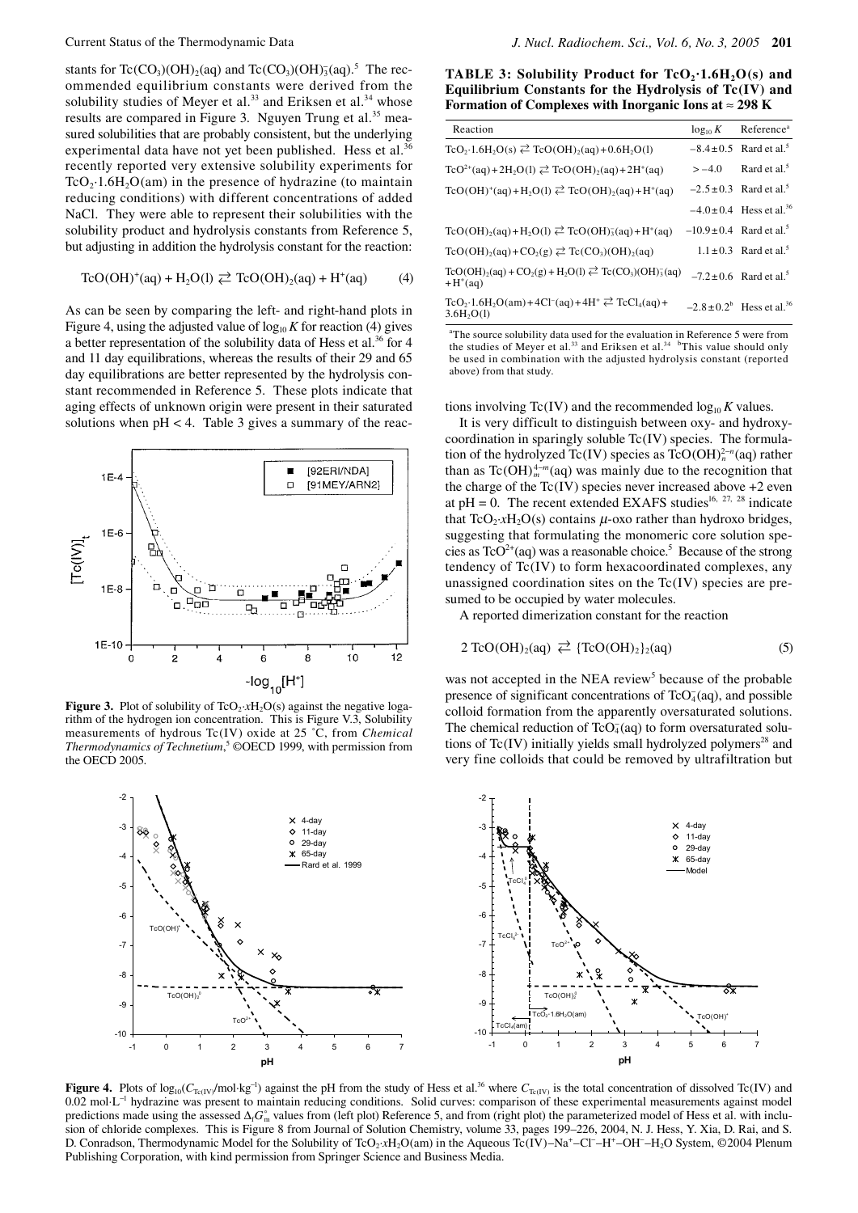stants for $Tc(CO_3)(OH)_2(aq)$ and $Tc(CO_3)(OH)_3^-(aq)$.[5] The recommended equilibrium constants were derived from the solubility studies of Meyer et al.[33] and Eriksen et al.[34] whose results are compared in Figure 3. Nguyen Trung et al.[35] measured solubilities that are probably consistent, but the underlying experimental data have not yet been published. Hess et al.[36] recently reported very extensive solubility experiments for $TcO_2{\cdot}1.6H_2O(am)$ in the presence of hydrazine (to maintain reducing conditions) with different concentrations of added NaCl. They were able to represent their solubilities with the solubility product and hydrolysis constants from Reference 5, but adjusting in addition the hydrolysis constant for the reaction:

$$TcO(OH)^+(aq) + H_2O(l) \rightleftarrows TcO(OH)_2(aq) + H^+(aq) \qquad (4)$$

As can be seen by comparing the left- and right-hand plots in Figure 4, using the adjusted value of $\log_{10} K$ for reaction (4) gives a better representation of the solubility data of Hess et al.[36] for 4 and 11 day equilibrations, whereas the results of their 29 and 65 day equilibrations are better represented by the hydrolysis constant recommended in Reference 5. These plots indicate that aging effects of unknown origin were present in their saturated solutions when pH < 4. Table 3 gives a summary of the reactions involving Tc(IV) and the recommended $\log_{10} K$ values.

**Figure 3.** Plot of solubility of $TcO_2{\cdot}xH_2O(s)$ against the negative logarithm of the hydrogen ion concentration. This is Figure V.3, Solubility measurements of hydrous Tc(IV) oxide at 25 °C, from *Chemical Thermodynamics of Technetium*,[5] ©OECD 1999, with permission from the OECD 2005.

**TABLE 3: Solubility Product for $TcO_2{\cdot}1.6H_2O(s)$ and Equilibrium Constants for the Hydrolysis of Tc(IV) and Formation of Complexes with Inorganic Ions at ≈ 298 K**

| Reaction | $\log_{10} K$ | Reference[a] |
|---|---|---|
| $TcO_2{\cdot}1.6H_2O(s) \rightleftarrows TcO(OH)_2(aq) + 0.6H_2O(l)$ | $-8.4 \pm 0.5$ | Rard et al.[5] |
| $TcO^{2+}(aq) + 2H_2O(l) \rightleftarrows TcO(OH)_2(aq) + 2H^+(aq)$ | $> -4.0$ | Rard et al.[5] |
| $TcO(OH)^+(aq) + H_2O(l) \rightleftarrows TcO(OH)_2(aq) + H^+(aq)$ | $-2.5 \pm 0.3$ | Rard et al.[5] |
| | $-4.0 \pm 0.4$ | Hess et al.[36] |
| $TcO(OH)_2(aq) + H_2O(l) \rightleftarrows TcO(OH)_3^-(aq) + H^+(aq)$ | $-10.9 \pm 0.4$ | Rard et al.[5] |
| $TcO(OH)_2(aq) + CO_2(g) \rightleftarrows Tc(CO_3)(OH)_2(aq)$ | $1.1 \pm 0.3$ | Rard et al.[5] |
| $TcO(OH)_2(aq) + CO_2(g) + H_2O(l) \rightleftarrows Tc(CO_3)(OH)_3^-(aq) + H^+(aq)$ | $-7.2 \pm 0.6$ | Rard et al.[5] |
| $TcO_2{\cdot}1.6H_2O(am) + 4Cl^-(aq) + 4H^+ \rightleftarrows TcCl_4(aq) + 3.6H_2O(l)$ | $-2.8 \pm 0.2$[b] | Hess et al.[36] |

[a]The source solubility data used for the evaluation in Reference 5 were from the studies of Meyer et al.[33] and Eriksen et al.[34] [b]This value should only be used in combination with the adjusted hydrolysis constant (reported above) from that study.

It is very difficult to distinguish between oxy- and hydroxy-coordination in sparingly soluble Tc(IV) species. The formulation of the hydrolyzed Tc(IV) species as $TcO(OH)_n^{2-n}(aq)$ rather than as $Tc(OH)_m^{4-m}(aq)$ was mainly due to the recognition that the charge of the Tc(IV) species never increased above +2 even at pH = 0. The recent extended EXAFS studies[16, 27, 28] indicate that $TcO_2{\cdot}xH_2O(s)$ contains $\mu$-oxo rather than hydroxo bridges, suggesting that formulating the monomeric core solution species as $TcO^{2+}(aq)$ was a reasonable choice.[5] Because of the strong tendency of Tc(IV) to form hexacoordinated complexes, any unassigned coordination sites on the Tc(IV) species are presumed to be occupied by water molecules.

A reported dimerization constant for the reaction

$$2\ TcO(OH)_2(aq) \rightleftarrows \{TcO(OH)_2\}_2(aq) \qquad (5)$$

was not accepted in the NEA review[5] because of the probable presence of significant concentrations of $TcO_4^-(aq)$, and possible colloid formation from the apparently oversaturated solutions. The chemical reduction of $TcO_4^-(aq)$ to form oversaturated solutions of Tc(IV) initially yields small hydrolyzed polymers[28] and very fine colloids that could be removed by ultrafiltration but

**Figure 4.** Plots of $\log_{10}(C_{Tc(IV)}/mol{\cdot}kg^{-1})$ against the pH from the study of Hess et al.[36] where $C_{Tc(IV)}$ is the total concentration of dissolved Tc(IV) and 0.02 $mol{\cdot}L^{-1}$ hydrazine was present to maintain reducing conditions. Solid curves: comparison of these experimental measurements against model predictions made using the assessed $\Delta_f G_m^\circ$ values from (left plot) Reference 5, and from (right plot) the parameterized model of Hess et al. with inclusion of chloride complexes. This is Figure 8 from Journal of Solution Chemistry, volume 33, pages 199–226, 2004, N. J. Hess, Y. Xia, D. Rai, and S. D. Conradson, Thermodynamic Model for the Solubility of $TcO_2{\cdot}xH_2O(am)$ in the Aqueous $Tc(IV)–Na^+–Cl^-–H^+–OH^-–H_2O$ System, ©2004 Plenum Publishing Corporation, with kind permission from Springer Science and Business Media.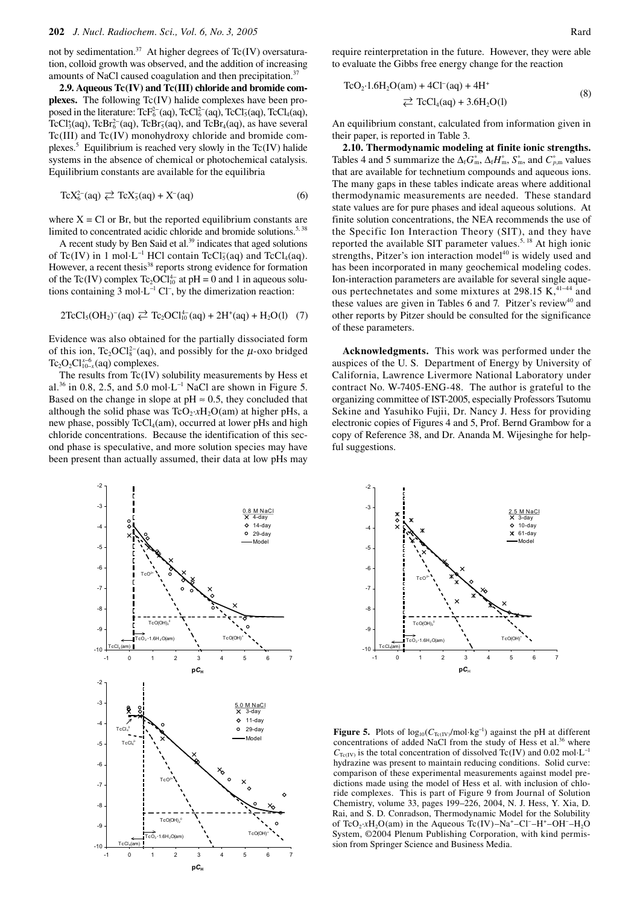not by sedimentation.[37] At higher degrees of Tc(IV) oversaturation, colloid growth was observed, and the addition of increasing amounts of NaCl caused coagulation and then precipitation.[37]

**2.9. Aqueous Tc(IV) and Tc(III) chloride and bromide complexes.** The following Tc(IV) halide complexes have been proposed in the literature: $TcF_6^{2-}(aq)$, $TcCl_6^{2-}(aq)$, $TcCl_5^{-}(aq)$, $TcCl_4(aq)$, $TcCl_3^{+}(aq)$, $TcBr_6^{2-}(aq)$, $TcBr_5^{-}(aq)$, and $TcBr_4(aq)$, as have several Tc(III) and Tc(IV) monohydroxy chloride and bromide complexes.[5] Equilibrium is reached very slowly in the Tc(IV) halide systems in the absence of chemical or photochemical catalysis. Equilibrium constants are available for the equilibria

$$TcX_6^{2-}(aq) \rightleftarrows TcX_5^{-}(aq) + X^{-}(aq) \tag{6}$$

where X = Cl or Br, but the reported equilibrium constants are limited to concentrated acidic chloride and bromide solutions.[5, 38]

A recent study by Ben Said et al.[39] indicates that aged solutions of Tc(IV) in 1 mol·L$^{-1}$ HCl contain $TcCl_5^{-}(aq)$ and $TcCl_4(aq)$. However, a recent thesis[38] reports strong evidence for formation of the Tc(IV) complex $Tc_2OCl_{10}^{4-}$ at pH = 0 and 1 in aqueous solutions containing 3 mol·L$^{-1}$ Cl$^{-}$, by the dimerization reaction:

$$2TcCl_5(OH_2)^{-}(aq) \rightleftarrows Tc_2OCl_{10}^{4-}(aq) + 2H^{+}(aq) + H_2O(l) \tag{7}$$

Evidence was also obtained for the partially dissociated form of this ion, $Tc_2OCl_8^{2-}(aq)$, and possibly for the $\mu$-oxo bridged $Tc_2O_2Cl_{10-x}^{x-6}(aq)$ complexes.

The results from Tc(IV) solubility measurements by Hess et al.[36] in 0.8, 2.5, and 5.0 mol·L$^{-1}$ NaCl are shown in Figure 5. Based on the change in slope at pH ≈ 0.5, they concluded that although the solid phase was $TcO_2 \cdot xH_2O(am)$ at higher pHs, a new phase, possibly $TcCl_4(am)$, occurred at lower pHs and high chloride concentrations. Because the identification of this second phase is speculative, and more solution species may have been present than actually assumed, their data at low pHs may require reinterpretation in the future. However, they were able to evaluate the Gibbs free energy change for the reaction

$$TcO_2 \cdot 1.6H_2O(am) + 4Cl^{-}(aq) + 4H^{+} \rightleftarrows TcCl_4(aq) + 3.6H_2O(l) \tag{8}$$

An equilibrium constant, calculated from information given in their paper, is reported in Table 3.

**2.10. Thermodynamic modeling at finite ionic strengths.** Tables 4 and 5 summarize the $\Delta_f G_m^\circ$, $\Delta_f H_m^\circ$, $S_m^\circ$, and $C_{p,m}^\circ$ values that are available for technetium compounds and aqueous ions. The many gaps in these tables indicate areas where additional thermodynamic measurements are needed. These standard state values are for pure phases and ideal aqueous solutions. At finite solution concentrations, the NEA recommends the use of the Specific Ion Interaction Theory (SIT), and they have reported the available SIT parameter values.[5, 18] At high ionic strengths, Pitzer's ion interaction model[40] is widely used and has been incorporated in many geochemical modeling codes. Ion-interaction parameters are available for several single aqueous pertechnetates and some mixtures at 298.15 K,[41–44] and these values are given in Tables 6 and 7. Pitzer's review[40] and other reports by Pitzer should be consulted for the significance of these parameters.

**Acknowledgments.** This work was performed under the auspices of the U. S. Department of Energy by University of California, Lawrence Livermore National Laboratory under contract No. W-7405-ENG-48. The author is grateful to the organizing committee of IST-2005, especially Professors Tsutomu Sekine and Yasuhiko Fujii, Dr. Nancy J. Hess for providing electronic copies of Figures 4 and 5, Prof. Bernd Grambow for a copy of Reference 38, and Dr. Ananda M. Wijesinghe for helpful suggestions.

**Figure 5.** Plots of $\log_{10}(C_{Tc(IV)}/mol \cdot kg^{-1})$ against the pH at different concentrations of added NaCl from the study of Hess et al.[36] where $C_{Tc(IV)}$ is the total concentration of dissolved Tc(IV) and 0.02 mol·L$^{-1}$ hydrazine was present to maintain reducing conditions. Solid curve: comparison of these experimental measurements against model predictions made using the model of Hess et al. with inclusion of chloride complexes. This is part of Figure 9 from Journal of Solution Chemistry, volume 33, pages 199–226, 2004, N. J. Hess, Y. Xia, D. Rai, and S. D. Conradson, Thermodynamic Model for the Solubility of $TcO_2 \cdot xH_2O(am)$ in the Aqueous Tc(IV)–Na$^+$–Cl$^-$–H$^+$–OH$^-$–H$_2$O System, ©2004 Plenum Publishing Corporation, with kind permission from Springer Science and Business Media.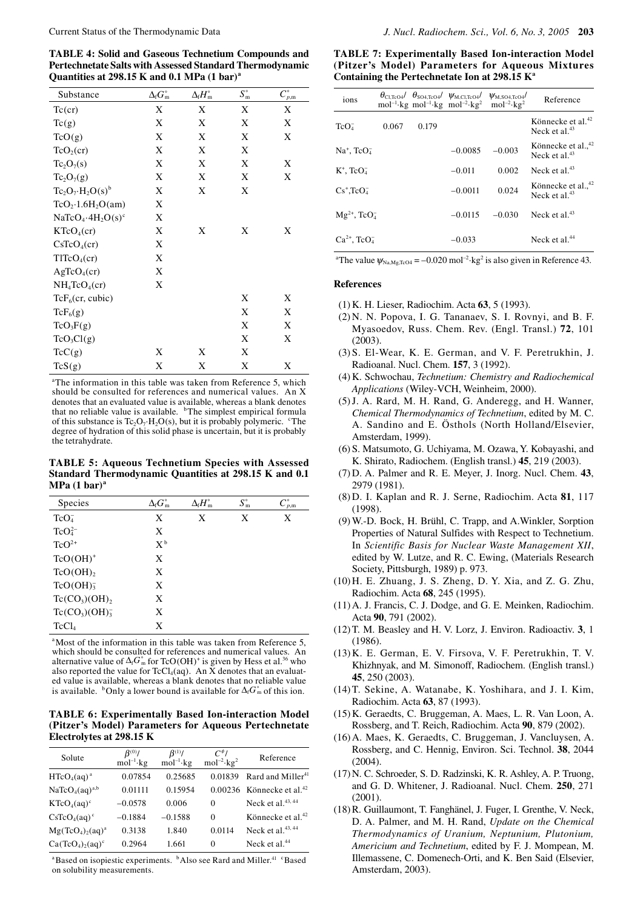**TABLE 4: Solid and Gaseous Technetium Compounds and Pertechnetate Salts with Assessed Standard Thermodynamic Quantities at 298.15 K and 0.1 MPa (1 bar)[a]**

| Substance | $\Delta_f G^\circ_m$ | $\Delta_f H^\circ_m$ | $S^\circ_m$ | $C^\circ_{p,m}$ |
|---|---|---|---|---|
| Tc(cr) | X | X | X | X |
| Tc(g) | X | X | X | X |
| TcO(g) | X | X | X | X |
| $TcO_2$(cr) | X | X | X | |
| $Tc_2O_7$(s) | X | X | X | X |
| $Tc_2O_7$(g) | X | X | X | X |
| $Tc_2O_7\cdot H_2O$(s)[b] | X | X | X | |
| $TcO_2\cdot 1.6H_2O$(am) | X | | | |
| $NaTcO_4\cdot 4H_2O$(s)[c] | X | | | |
| $KTcO_4$(cr) | X | X | X | X |
| $CsTcO_4$(cr) | X | | | |
| $TlTcO_4$(cr) | X | | | |
| $AgTcO_4$(cr) | X | | | |
| $NH_4TcO_4$(cr) | X | | | |
| $TcF_6$(cr, cubic) | | | X | X |
| $TcF_6$(g) | | | X | X |
| $TcO_3F$(g) | | | X | X |
| $TcO_3Cl$(g) | | | X | X |
| TcC(g) | X | X | X | |
| TcS(g) | X | X | X | X |

[a]The information in this table was taken from Reference 5, which should be consulted for references and numerical values. An X denotes that an evaluated value is available, whereas a blank denotes that no reliable value is available. [b]The simplest empirical formula of this substance is $Tc_2O_7\cdot H_2O$(s), but it is probably polymeric. [c]The degree of hydration of this solid phase is uncertain, but it is probably the tetrahydrate.

**TABLE 5: Aqueous Technetium Species with Assessed Standard Thermodynamic Quantities at 298.15 K and 0.1 MPa (1 bar)[a]**

| Species | $\Delta_f G^\circ_m$ | $\Delta_f H^\circ_m$ | $S^\circ_m$ | $C^\circ_{p,m}$ |
|---|---|---|---|---|
| $TcO_4^-$ | X | X | X | X |
| $TcO_4^{2-}$ | X | | | |
| $TcO^{2+}$ | X[b] | | | |
| $TcO(OH)^+$ | X | | | |
| $TcO(OH)_2$ | X | | | |
| $TcO(OH)_3^-$ | X | | | |
| $Tc(CO_3)(OH)_2$ | X | | | |
| $Tc(CO_3)(OH)_3^-$ | X | | | |
| $TcCl_4$ | X | | | |

[a]Most of the information in this table was taken from Reference 5, which should be consulted for references and numerical values. An alternative value of $\Delta_f G^\circ_m$ for $TcO(OH)^+$ is given by Hess et al.[36] who also reported the value for $TcCl_4$(aq). An X denotes that an evaluated value is available, whereas a blank denotes that no reliable value is available. [b]Only a lower bound is available for $\Delta_f G^\circ_m$ of this ion.

**TABLE 6: Experimentally Based Ion-interaction Model (Pitzer's Model) Parameters for Aqueous Pertechnetate Electrolytes at 298.15 K**

| Solute | $\beta^{(0)}$/ $mol^{-1}\cdot kg$ | $\beta^{(1)}$/ $mol^{-1}\cdot kg$ | $C^\phi$/ $mol^{-2}\cdot kg^2$ | Reference |
|---|---|---|---|---|
| $HTcO_4$(aq)[a] | 0.07854 | 0.25685 | 0.01839 | Rard and Miller[41] |
| $NaTcO_4$(aq)[a,b] | 0.01111 | 0.15954 | 0.00236 | Könnecke et al.[42] |
| $KTcO_4$(aq)[c] | −0.0578 | 0.006 | 0 | Neck et al.[43, 44] |
| $CsTcO_4$(aq)[c] | −0.1884 | −0.1588 | 0 | Könnecke et al.[42] |
| $Mg(TcO_4)_2$(aq)[a] | 0.3138 | 1.840 | 0.0114 | Neck et al.[43, 44] |
| $Ca(TcO_4)_2$(aq)[c] | 0.2964 | 1.661 | 0 | Neck et al.[44] |

[a]Based on isopiestic experiments. [b]Also see Rard and Miller.[41] [c]Based on solubility measurements.

**TABLE 7: Experimentally Based Ion-interaction Model (Pitzer's Model) Parameters for Aqueous Mixtures Containing the Pertechnetate Ion at 298.15 K[a]**

| ions | $\theta_{Cl,TcO4}$/ $mol^{-1}\cdot kg$ | $\theta_{SO4,TcO4}$/ $mol^{-1}\cdot kg$ | $\psi_{M,Cl,TcO4}$/ $mol^{-2}\cdot kg^2$ | $\psi_{M,SO4,TcO4}$/ $mol^{-2}\cdot kg^2$ | Reference |
|---|---|---|---|---|---|
| $TcO_4^-$ | 0.067 | 0.179 | | | Könnecke et al.[42] Neck et al.[43] |
| $Na^+$, $TcO_4^-$ | | | −0.0085 | −0.003 | Könnecke et al.,[42] Neck et al.[43] |
| $K^+$, $TcO_4^-$ | | | −0.011 | 0.002 | Neck et al.[43] |
| $Cs^+$, $TcO_4^-$ | | | −0.0011 | 0.024 | Könnecke et al.,[42] Neck et al.[43] |
| $Mg^{2+}$, $TcO_4^-$ | | | −0.0115 | −0.030 | Neck et al.[43] |
| $Ca^{2+}$, $TcO_4^-$ | | | −0.033 | | Neck et al.[44] |

[a]The value $\psi_{Na,Mg,TcO4} = -0.020$ $mol^{-2}\cdot kg^2$ is also given in Reference 43.

## References

(1) K. H. Lieser, Radiochim. Acta **63**, 5 (1993).

(2) N. N. Popova, I. G. Tananaev, S. I. Rovnyi, and B. F. Myasoedov, Russ. Chem. Rev. (Engl. Transl.) **72**, 101 (2003).

(3) S. El-Wear, K. E. German, and V. F. Peretrukhin, J. Radioanal. Nucl. Chem. **157**, 3 (1992).

(4) K. Schwochau, *Technetium: Chemistry and Radiochemical Applications* (Wiley-VCH, Weinheim, 2000).

(5) J. A. Rard, M. H. Rand, G. Anderegg, and H. Wanner, *Chemical Thermodynamics of Technetium*, edited by M. C. A. Sandino and E. Östhols (North Holland/Elsevier, Amsterdam, 1999).

(6) S. Matsumoto, G. Uchiyama, M. Ozawa, Y. Kobayashi, and K. Shirato, Radiochem. (English transl.) **45**, 219 (2003).

(7) D. A. Palmer and R. E. Meyer, J. Inorg. Nucl. Chem. **43**, 2979 (1981).

(8) D. I. Kaplan and R. J. Serne, Radiochim. Acta **81**, 117 (1998).

(9) W.-D. Bock, H. Brühl, C. Trapp, and A.Winkler, Sorption Properties of Natural Sulfides with Respect to Technetium. In *Scientific Basis for Nuclear Waste Management XII*, edited by W. Lutze, and R. C. Ewing, (Materials Research Society, Pittsburgh, 1989) p. 973.

(10) H. E. Zhuang, J. S. Zheng, D. Y. Xia, and Z. G. Zhu, Radiochim. Acta **68**, 245 (1995).

(11) A. J. Francis, C. J. Dodge, and G. E. Meinken, Radiochim. Acta **90**, 791 (2002).

(12) T. M. Beasley and H. V. Lorz, J. Environ. Radioactiv. **3**, 1 (1986).

(13) K. E. German, E. V. Firsova, V. F. Peretrukhin, T. V. Khizhnyak, and M. Simonoff, Radiochem. (English transl.) **45**, 250 (2003).

(14) T. Sekine, A. Watanabe, K. Yoshihara, and J. I. Kim, Radiochim. Acta **63**, 87 (1993).

(15) K. Geraedts, C. Bruggeman, A. Maes, L. R. Van Loon, A. Rossberg, and T. Reich, Radiochim. Acta **90**, 879 (2002).

(16) A. Maes, K. Geraedts, C. Bruggeman, J. Vancluysen, A. Rossberg, and C. Hennig, Environ. Sci. Technol. **38**, 2044 (2004).

(17) N. C. Schroeder, S. D. Radzinski, K. R. Ashley, A. P. Truong, and G. D. Whitener, J. Radioanal. Nucl. Chem. **250**, 271 (2001).

(18) R. Guillaumont, T. Fanghänel, J. Fuger, I. Grenthe, V. Neck, D. A. Palmer, and M. H. Rand, *Update on the Chemical Thermodynamics of Uranium, Neptunium, Plutonium, Americium and Technetium*, edited by F. J. Mompean, M. Illemassene, C. Domenech-Orti, and K. Ben Said (Elsevier, Amsterdam, 2003).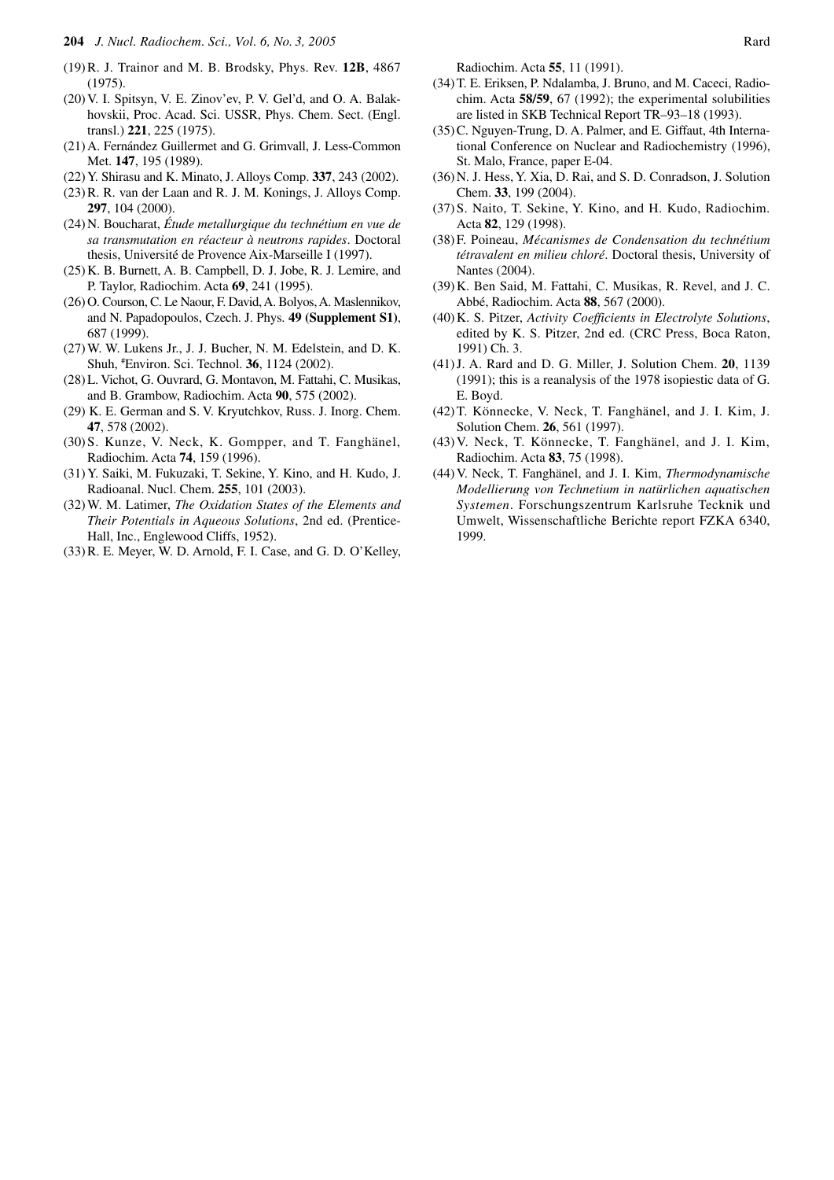(19) R. J. Trainor and M. B. Brodsky, Phys. Rev. **12B**, 4867 (1975).

(20) V. I. Spitsyn, V. E. Zinov'ev, P. V. Gel'd, and O. A. Balakhovskii, Proc. Acad. Sci. USSR, Phys. Chem. Sect. (Engl. transl.) **221**, 225 (1975).

(21) A. Fernández Guillermet and G. Grimvall, J. Less-Common Met. **147**, 195 (1989).

(22) Y. Shirasu and K. Minato, J. Alloys Comp. **337**, 243 (2002).

(23) R. R. van der Laan and R. J. M. Konings, J. Alloys Comp. **297**, 104 (2000).

(24) N. Boucharat, *Étude metallurgique du technétium en vue de sa transmutation en réacteur à neutrons rapides*. Doctoral thesis, Université de Provence Aix-Marseille I (1997).

(25) K. B. Burnett, A. B. Campbell, D. J. Jobe, R. J. Lemire, and P. Taylor, Radiochim. Acta **69**, 241 (1995).

(26) O. Courson, C. Le Naour, F. David, A. Bolyos, A. Maslennikov, and N. Papadopoulos, Czech. J. Phys. **49 (Supplement S1)**, 687 (1999).

(27) W. W. Lukens Jr., J. J. Bucher, N. M. Edelstein, and D. K. Shuh, #Environ. Sci. Technol. **36**, 1124 (2002).

(28) L. Vichot, G. Ouvrard, G. Montavon, M. Fattahi, C. Musikas, and B. Grambow, Radiochim. Acta **90**, 575 (2002).

(29) K. E. German and S. V. Kryutchkov, Russ. J. Inorg. Chem. **47**, 578 (2002).

(30) S. Kunze, V. Neck, K. Gompper, and T. Fanghänel, Radiochim. Acta **74**, 159 (1996).

(31) Y. Saiki, M. Fukuzaki, T. Sekine, Y. Kino, and H. Kudo, J. Radioanal. Nucl. Chem. **255**, 101 (2003).

(32) W. M. Latimer, *The Oxidation States of the Elements and Their Potentials in Aqueous Solutions*, 2nd ed. (Prentice-Hall, Inc., Englewood Cliffs, 1952).

(33) R. E. Meyer, W. D. Arnold, F. I. Case, and G. D. O'Kelley, Radiochim. Acta **55**, 11 (1991).

(34) T. E. Eriksen, P. Ndalamba, J. Bruno, and M. Caceci, Radiochim. Acta **58/59**, 67 (1992); the experimental solubilities are listed in SKB Technical Report TR–93–18 (1993).

(35) C. Nguyen-Trung, D. A. Palmer, and E. Giffaut, 4th International Conference on Nuclear and Radiochemistry (1996), St. Malo, France, paper E-04.

(36) N. J. Hess, Y. Xia, D. Rai, and S. D. Conradson, J. Solution Chem. **33**, 199 (2004).

(37) S. Naito, T. Sekine, Y. Kino, and H. Kudo, Radiochim. Acta **82**, 129 (1998).

(38) F. Poineau, *Mécanismes de Condensation du technétium tétravalent en milieu chloré*. Doctoral thesis, University of Nantes (2004).

(39) K. Ben Said, M. Fattahi, C. Musikas, R. Revel, and J. C. Abbé, Radiochim. Acta **88**, 567 (2000).

(40) K. S. Pitzer, *Activity Coefficients in Electrolyte Solutions*, edited by K. S. Pitzer, 2nd ed. (CRC Press, Boca Raton, 1991) Ch. 3.

(41) J. A. Rard and D. G. Miller, J. Solution Chem. **20**, 1139 (1991); this is a reanalysis of the 1978 isopiestic data of G. E. Boyd.

(42) T. Könnecke, V. Neck, T. Fanghänel, and J. I. Kim, J. Solution Chem. **26**, 561 (1997).

(43) V. Neck, T. Könnecke, T. Fanghänel, and J. I. Kim, Radiochim. Acta **83**, 75 (1998).

(44) V. Neck, T. Fanghänel, and J. I. Kim, *Thermodynamische Modellierung von Technetium in natürlichen aquatischen Systemen*. Forschungszentrum Karlsruhe Tecknik und Umwelt, Wissenschaftliche Berichte report FZKA 6340, 1999.